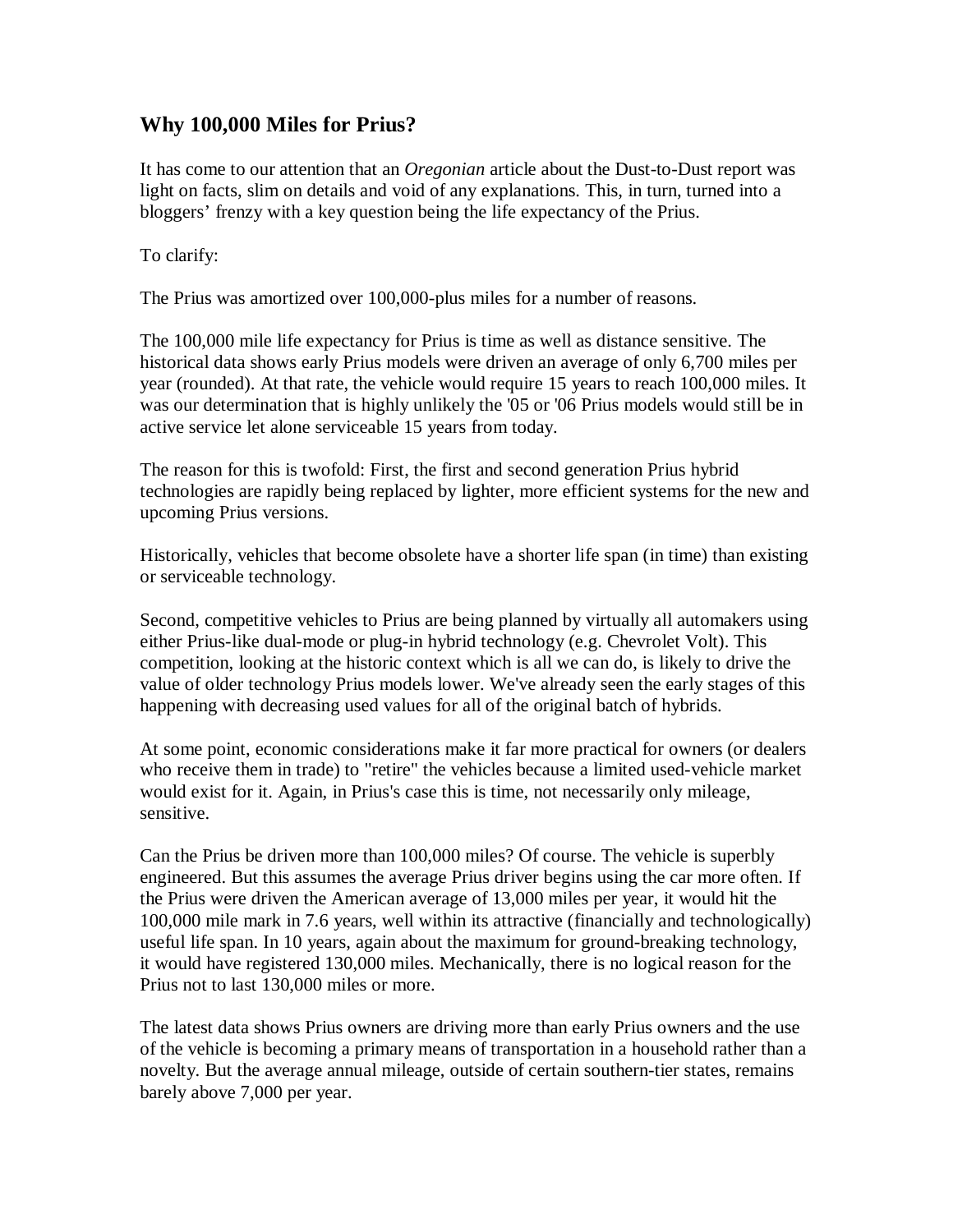## Why 100,000 Miles for Prius?

It has come to our attention that an *Oregonian* article about the Dust-to-Dust report was light on facts, slim on details and void of any explanations. This, in turn, turned into a bloggers' frenzy with a key question being the life expectancy of the Prius.

To clarify:

The Prius was amortized over 100,000-plus miles for a number of reasons.

The 100,000 mile life expectancy for Prius is time as well as distance sensitive. The historical data shows early Prius models were driven an average of only 6,700 miles per year (rounded). At that rate, the vehicle would require 15 years to reach 100,000 miles. It was our determination that is highly unlikely the '05 or '06 Prius models would still be in active service let alone serviceable 15 years from today.

The reason for this is twofold: First, the first and second generation Prius hybrid technologies are rapidly being replaced by lighter, more efficient systems for the new and upcoming Prius versions.

Historically, vehicles that become obsolete have a shorter life span (in time) than existing or serviceable technology.

Second, competitive vehicles to Prius are being planned by virtually all automakers using either Prius-like dual-mode or plug-in hybrid technology (e.g. Chevrolet Volt). This competition, looking at the historic context which is all we can do, is likely to drive the value of older technology Prius models lower. We've already seen the early stages of this happening with decreasing used values for all of the original batch of hybrids.

At some point, economic considerations make it far more practical for owners (or dealers who receive them in trade) to "retire" the vehicles because a limited used-vehicle market would exist for it. Again, in Prius's case this is time, not necessarily only mileage, sensitive.

Can the Prius be driven more than 100,000 miles? Of course. The vehicle is superbly engineered. But this assumes the average Prius driver begins using the car more often. If the Prius were driven the American average of 13,000 miles per year, it would hit the 100,000 mile mark in 7.6 years, well within its attractive (financially and technologically) useful life span. In 10 years, again about the maximum for ground-breaking technology, it would have registered 130,000 miles. Mechanically, there is no logical reason for the Prius not to last 130,000 miles or more.

The latest data shows Prius owners are driving more than early Prius owners and the use of the vehicle is becoming a primary means of transportation in a household rather than a novelty. But the average annual mileage, outside of certain southern-tier states, remains barely above 7,000 per year.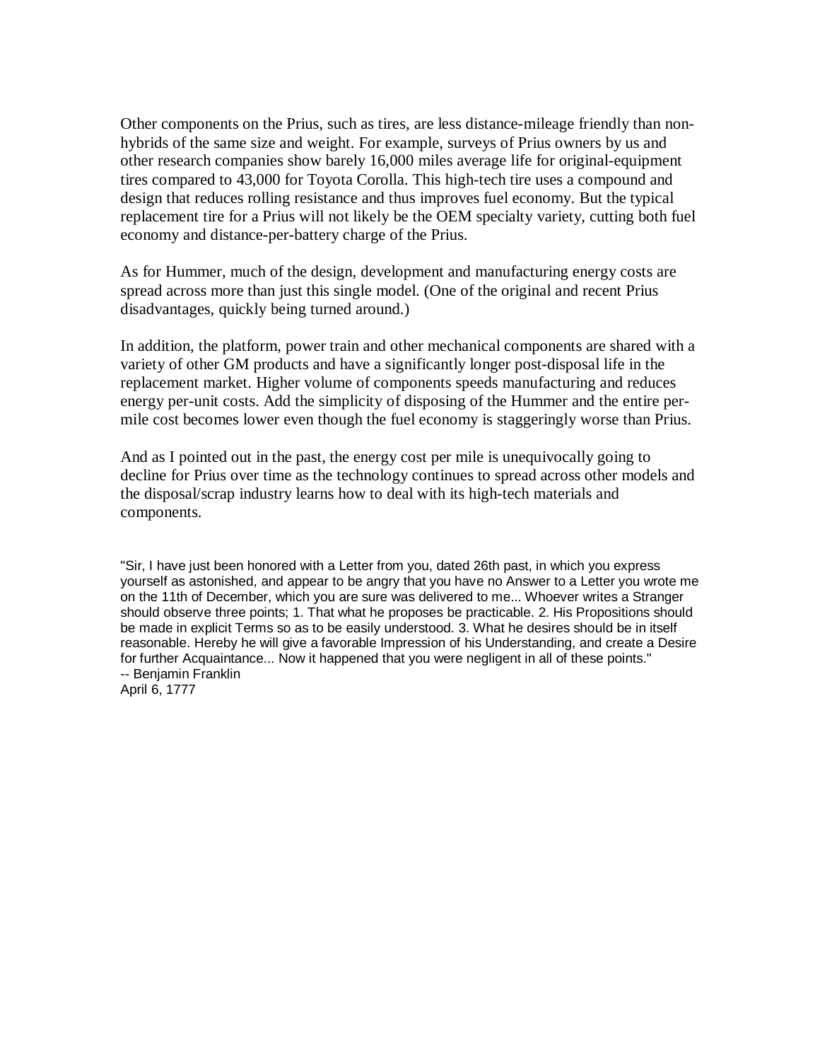Other components on the Prius, such as tires, are less distance-mileage friendly than non-hybrids of the same size and weight. For example, surveys of Prius owners by us and other research companies show barely 16,000 miles average life for original-equipment tires compared to 43,000 for Toyota Corolla. This high-tech tire uses a compound and design that reduces rolling resistance and thus improves fuel economy. But the typical replacement tire for a Prius will not likely be the OEM specialty variety, cutting both fuel economy and distance-per-battery charge of the Prius.

As for Hummer, much of the design, development and manufacturing energy costs are spread across more than just this single model. (One of the original and recent Prius disadvantages, quickly being turned around.)

In addition, the platform, power train and other mechanical components are shared with a variety of other GM products and have a significantly longer post-disposal life in the replacement market. Higher volume of components speeds manufacturing and reduces energy per-unit costs. Add the simplicity of disposing of the Hummer and the entire per-mile cost becomes lower even though the fuel economy is staggeringly worse than Prius.

And as I pointed out in the past, the energy cost per mile is unequivocally going to decline for Prius over time as the technology continues to spread across other models and the disposal/scrap industry learns how to deal with its high-tech materials and components.

"Sir, I have just been honored with a Letter from you, dated 26th past, in which you express yourself as astonished, and appear to be angry that you have no Answer to a Letter you wrote me on the 11th of December, which you are sure was delivered to me... Whoever writes a Stranger should observe three points; 1. That what he proposes be practicable. 2. His Propositions should be made in explicit Terms so as to be easily understood. 3. What he desires should be in itself reasonable. Hereby he will give a favorable Impression of his Understanding, and create a Desire for further Acquaintance... Now it happened that you were negligent in all of these points."
-- Benjamin Franklin
April 6, 1777